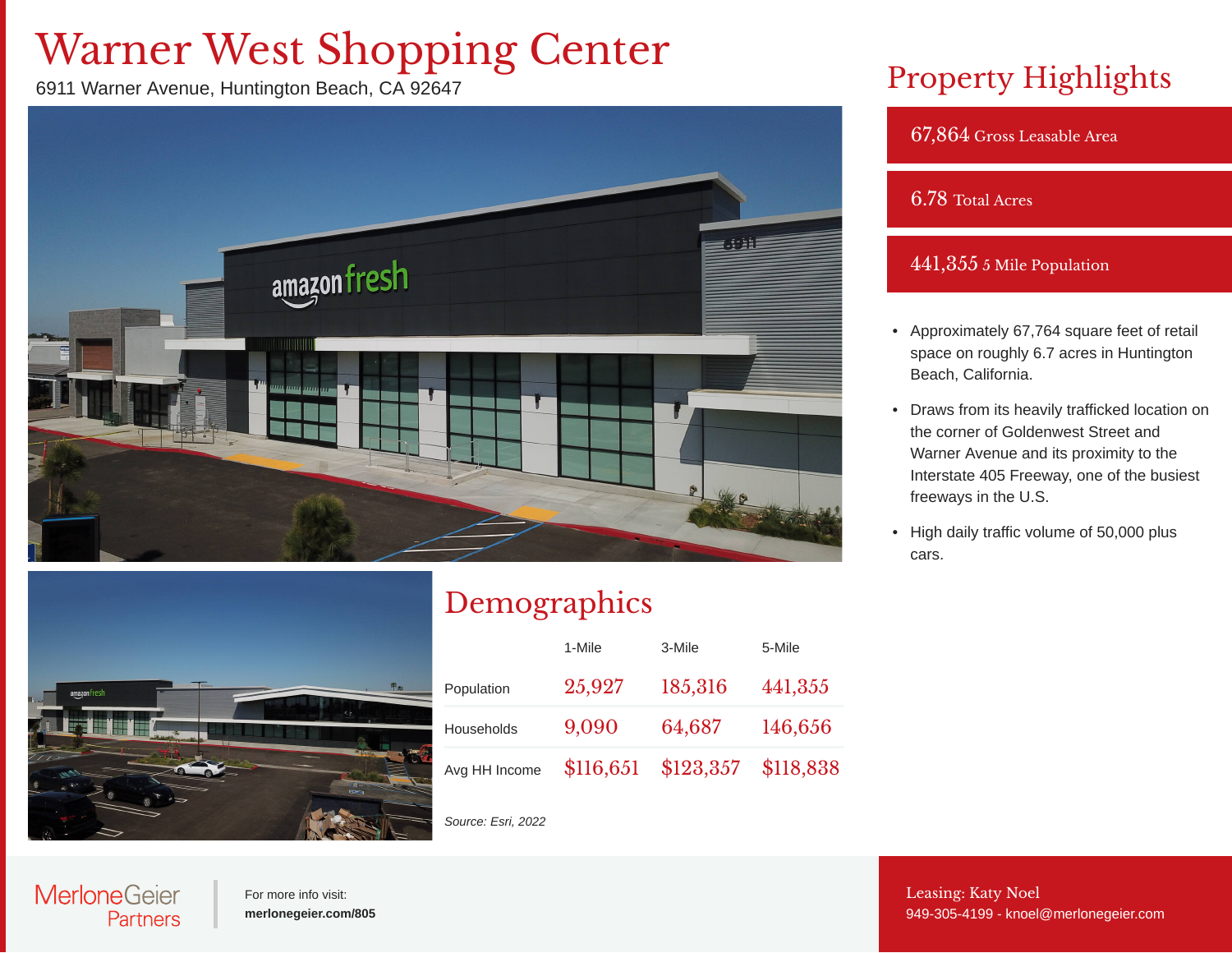# Warner West Shopping Center

6911 Warner Avenue, Huntington Beach, CA 92647

## Property Highlights

**67,864** Gross Leasable Area

**6.78** Total Acres

**441,355** 5 Mile Population

- Approximately 67,764 square feet of retail space on roughly 6.7 acres in Huntington Beach, California.
- Draws from its heavily trafficked location on the corner of Goldenwest Street and Warner Avenue and its proximity to the Interstate 405 Freeway, one of the busiest freeways in the U.S.
- High daily traffic volume of 50,000 plus cars.

## Demographics

| | 1-Mile | 3-Mile | 5-Mile |
|---|---|---|---|
| Population | 25,927 | 185,316 | 441,355 |
| Households | 9,090 | 64,687 | 146,656 |
| Avg HH Income | $116,651 | $123,357 | $118,838 |

*Source: Esri, 2022*

MerloneGeier Partners

For more info visit:
**merlonegeier.com/805**

Leasing: Katy Noel
949-305-4199 - knoel@merlonegeier.com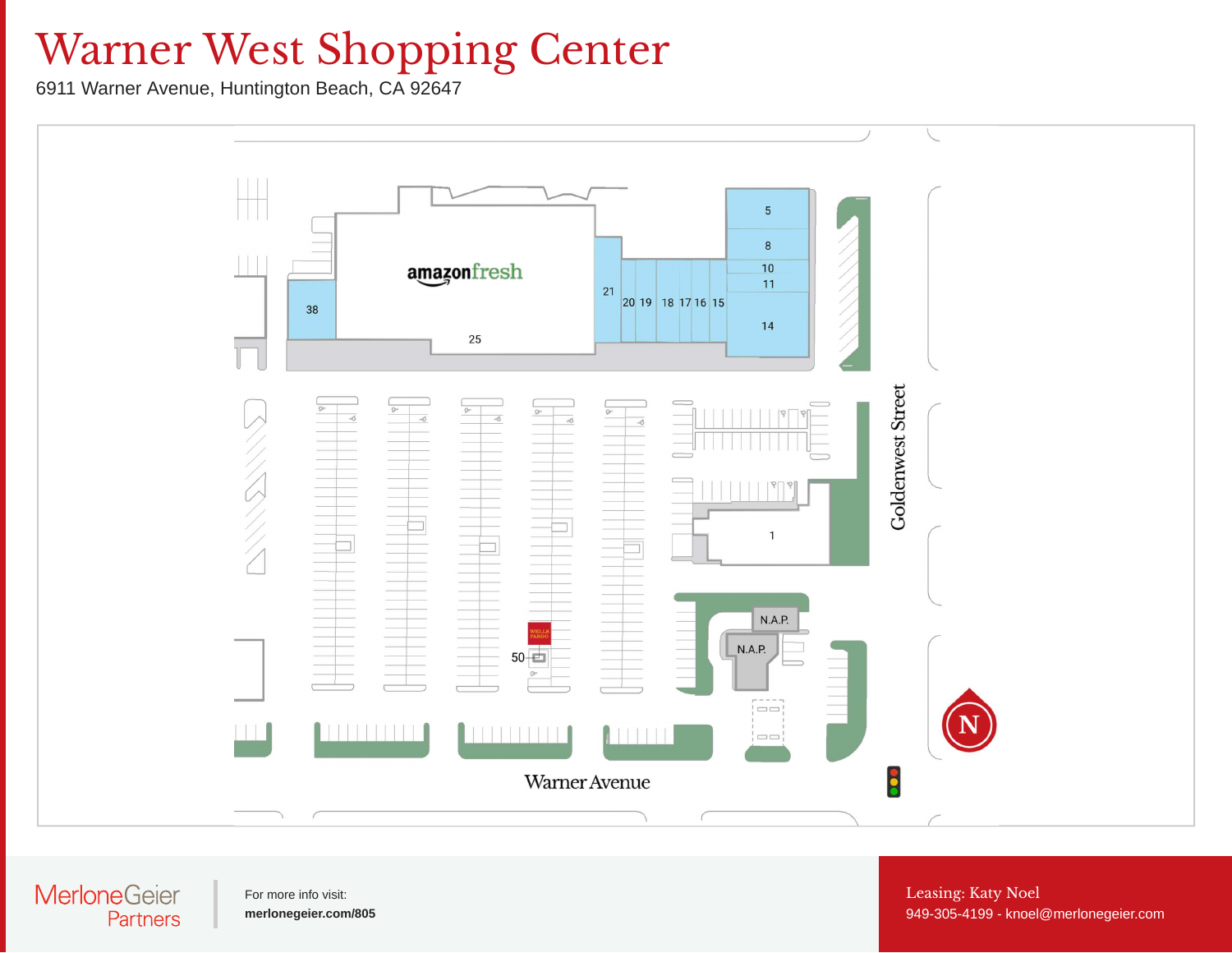# Warner West Shopping Center

6911 Warner Avenue, Huntington Beach, CA 92647

amazonfresh

38

25

21

20 19 18 17 16 15

5

8

10

11

14

1

N.A.P.

N.A.P.

50

Goldenwest Street

Warner Avenue

N

MerloneGeier Partners

For more info visit:
**merlonegeier.com/805**

Leasing: Katy Noel
949-305-4199 - knoel@merlonegeier.com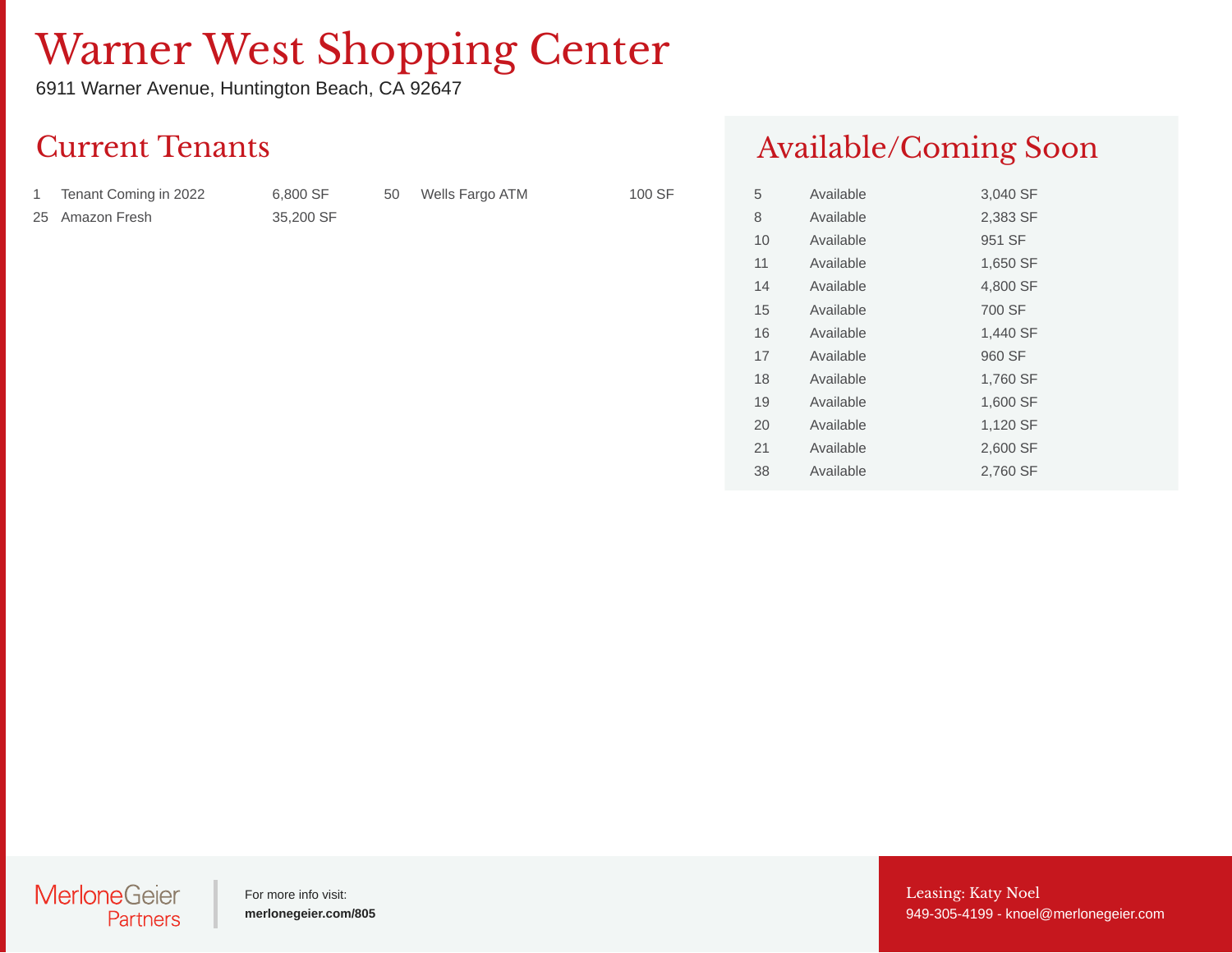# Warner West Shopping Center

6911 Warner Avenue, Huntington Beach, CA 92647

## Current Tenants

| | | |
|---|---|---|
| 1 | Tenant Coming in 2022 | 6,800 SF |
| 25 | Amazon Fresh | 35,200 SF |
| 50 | Wells Fargo ATM | 100 SF |

## Available/Coming Soon

| | | |
|---|---|---|
| 5 | Available | 3,040 SF |
| 8 | Available | 2,383 SF |
| 10 | Available | 951 SF |
| 11 | Available | 1,650 SF |
| 14 | Available | 4,800 SF |
| 15 | Available | 700 SF |
| 16 | Available | 1,440 SF |
| 17 | Available | 960 SF |
| 18 | Available | 1,760 SF |
| 19 | Available | 1,600 SF |
| 20 | Available | 1,120 SF |
| 21 | Available | 2,600 SF |
| 38 | Available | 2,760 SF |

MerloneGeier Partners

For more info visit:
**merlonegeier.com/805**

Leasing: Katy Noel
949-305-4199 - knoel@merlonegeier.com